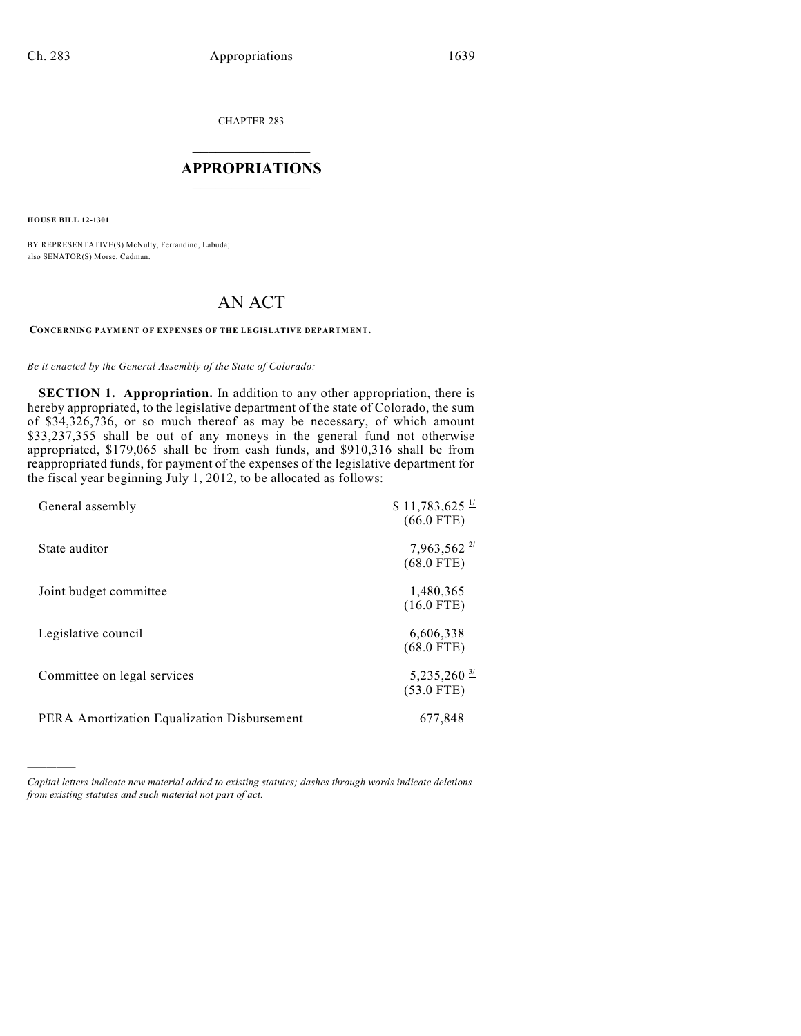CHAPTER 283

# APPROPRIATIONS

**HOUSE BILL 12-1301**

BY REPRESENTATIVE(S) McNulty, Ferrandino, Labuda;
also SENATOR(S) Morse, Cadman.

## AN ACT

**CONCERNING PAYMENT OF EXPENSES OF THE LEGISLATIVE DEPARTMENT.**

*Be it enacted by the General Assembly of the State of Colorado:*

**SECTION 1. Appropriation.** In addition to any other appropriation, there is hereby appropriated, to the legislative department of the state of Colorado, the sum of $34,326,736, or so much thereof as may be necessary, of which amount $33,237,355 shall be out of any moneys in the general fund not otherwise appropriated, $179,065 shall be from cash funds, and $910,316 shall be from reappropriated funds, for payment of the expenses of the legislative department for the fiscal year beginning July 1, 2012, to be allocated as follows:

| | |
|---|---|
| General assembly | $ 11,783,625 [1/] (66.0 FTE) |
| State auditor | 7,963,562 [2/] (68.0 FTE) |
| Joint budget committee | 1,480,365 (16.0 FTE) |
| Legislative council | 6,606,338 (68.0 FTE) |
| Committee on legal services | 5,235,260 [3/] (53.0 FTE) |
| PERA Amortization Equalization Disbursement | 677,848 |

*Capital letters indicate new material added to existing statutes; dashes through words indicate deletions from existing statutes and such material not part of act.*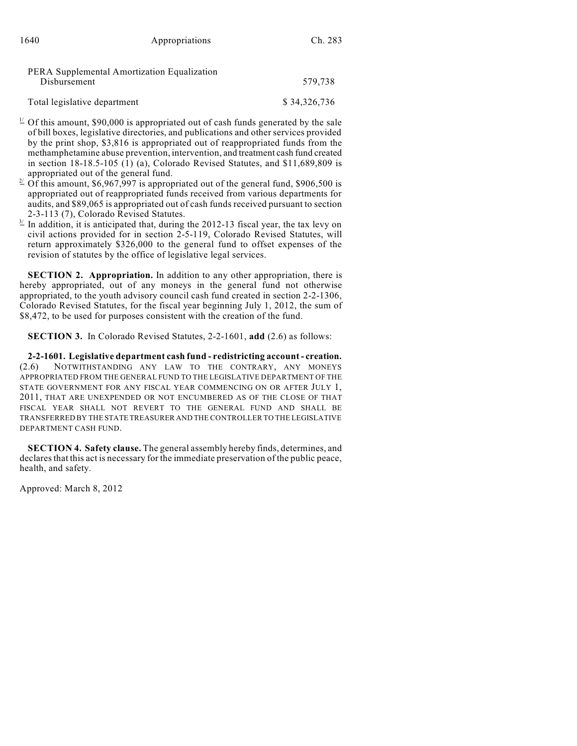| | |
|---|---|
| PERA Supplemental Amortization Equalization Disbursement | 579,738 |
| Total legislative department | $ 34,326,736 |

[1/] Of this amount, $90,000 is appropriated out of cash funds generated by the sale of bill boxes, legislative directories, and publications and other services provided by the print shop, $3,816 is appropriated out of reappropriated funds from the methamphetamine abuse prevention, intervention, and treatment cash fund created in section 18-18.5-105 (1) (a), Colorado Revised Statutes, and $11,689,809 is appropriated out of the general fund.

[2/] Of this amount, $6,967,997 is appropriated out of the general fund, $906,500 is appropriated out of reappropriated funds received from various departments for audits, and $89,065 is appropriated out of cash funds received pursuant to section 2-3-113 (7), Colorado Revised Statutes.

[3/] In addition, it is anticipated that, during the 2012-13 fiscal year, the tax levy on civil actions provided for in section 2-5-119, Colorado Revised Statutes, will return approximately $326,000 to the general fund to offset expenses of the revision of statutes by the office of legislative legal services.

**SECTION 2. Appropriation.** In addition to any other appropriation, there is hereby appropriated, out of any moneys in the general fund not otherwise appropriated, to the youth advisory council cash fund created in section 2-2-1306, Colorado Revised Statutes, for the fiscal year beginning July 1, 2012, the sum of $8,472, to be used for purposes consistent with the creation of the fund.

**SECTION 3.** In Colorado Revised Statutes, 2-2-1601, **add** (2.6) as follows:

**2-2-1601. Legislative department cash fund - redistricting account - creation.** (2.6) NOTWITHSTANDING ANY LAW TO THE CONTRARY, ANY MONEYS APPROPRIATED FROM THE GENERAL FUND TO THE LEGISLATIVE DEPARTMENT OF THE STATE GOVERNMENT FOR ANY FISCAL YEAR COMMENCING ON OR AFTER JULY 1, 2011, THAT ARE UNEXPENDED OR NOT ENCUMBERED AS OF THE CLOSE OF THAT FISCAL YEAR SHALL NOT REVERT TO THE GENERAL FUND AND SHALL BE TRANSFERRED BY THE STATE TREASURER AND THE CONTROLLER TO THE LEGISLATIVE DEPARTMENT CASH FUND.

**SECTION 4. Safety clause.** The general assembly hereby finds, determines, and declares that this act is necessary for the immediate preservation of the public peace, health, and safety.

Approved: March 8, 2012